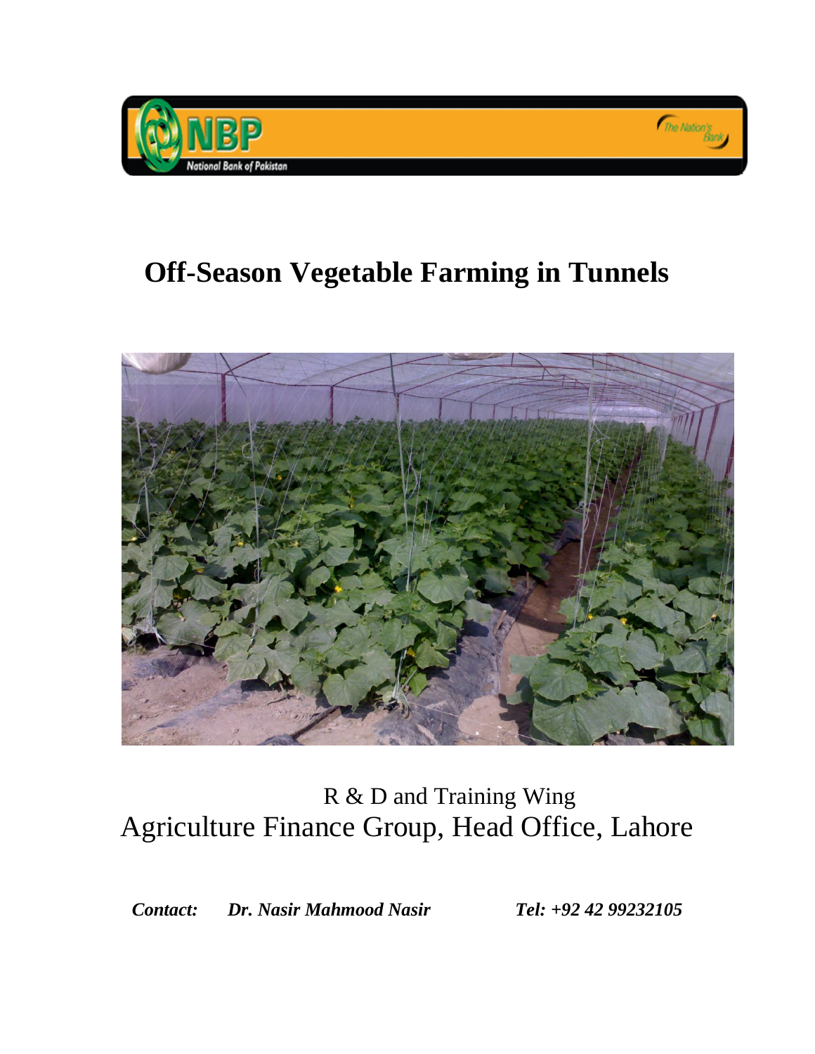# Off-Season Vegetable Farming in Tunnels

R & D and Training Wing

Agriculture Finance Group, Head Office, Lahore

***Contact:*** ***Dr. Nasir Mahmood Nasir*** ***Tel: +92 42 99232105***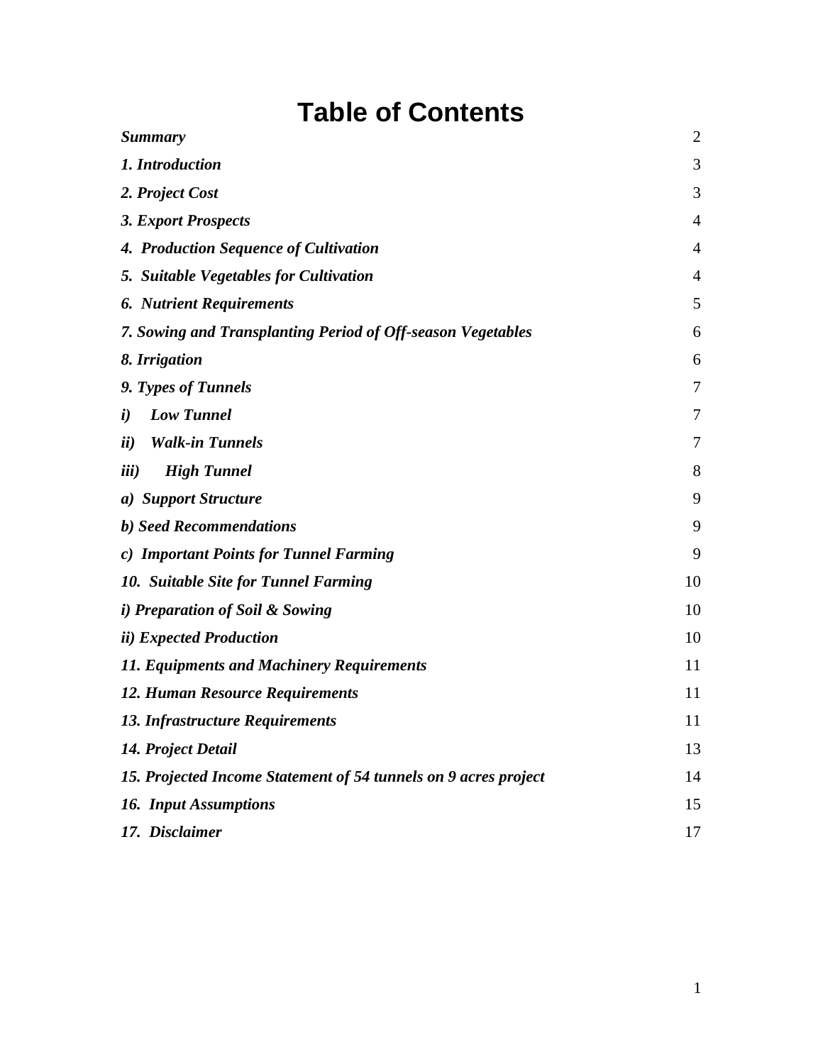# Table of Contents

| | |
|---|---|
| ***Summary*** | 2 |
| ***1. Introduction*** | 3 |
| ***2. Project Cost*** | 3 |
| ***3. Export Prospects*** | 4 |
| ***4. Production Sequence of Cultivation*** | 4 |
| ***5. Suitable Vegetables for Cultivation*** | 4 |
| ***6. Nutrient Requirements*** | 5 |
| ***7. Sowing and Transplanting Period of Off-season Vegetables*** | 6 |
| ***8. Irrigation*** | 6 |
| ***9. Types of Tunnels*** | 7 |
| ***i) Low Tunnel*** | 7 |
| ***ii) Walk-in Tunnels*** | 7 |
| ***iii) High Tunnel*** | 8 |
| ***a) Support Structure*** | 9 |
| ***b) Seed Recommendations*** | 9 |
| ***c) Important Points for Tunnel Farming*** | 9 |
| ***10. Suitable Site for Tunnel Farming*** | 10 |
| ***i) Preparation of Soil & Sowing*** | 10 |
| ***ii) Expected Production*** | 10 |
| ***11. Equipments and Machinery Requirements*** | 11 |
| ***12. Human Resource Requirements*** | 11 |
| ***13. Infrastructure Requirements*** | 11 |
| ***14. Project Detail*** | 13 |
| ***15. Projected Income Statement of 54 tunnels on 9 acres project*** | 14 |
| ***16. Input Assumptions*** | 15 |
| ***17. Disclaimer*** | 17 |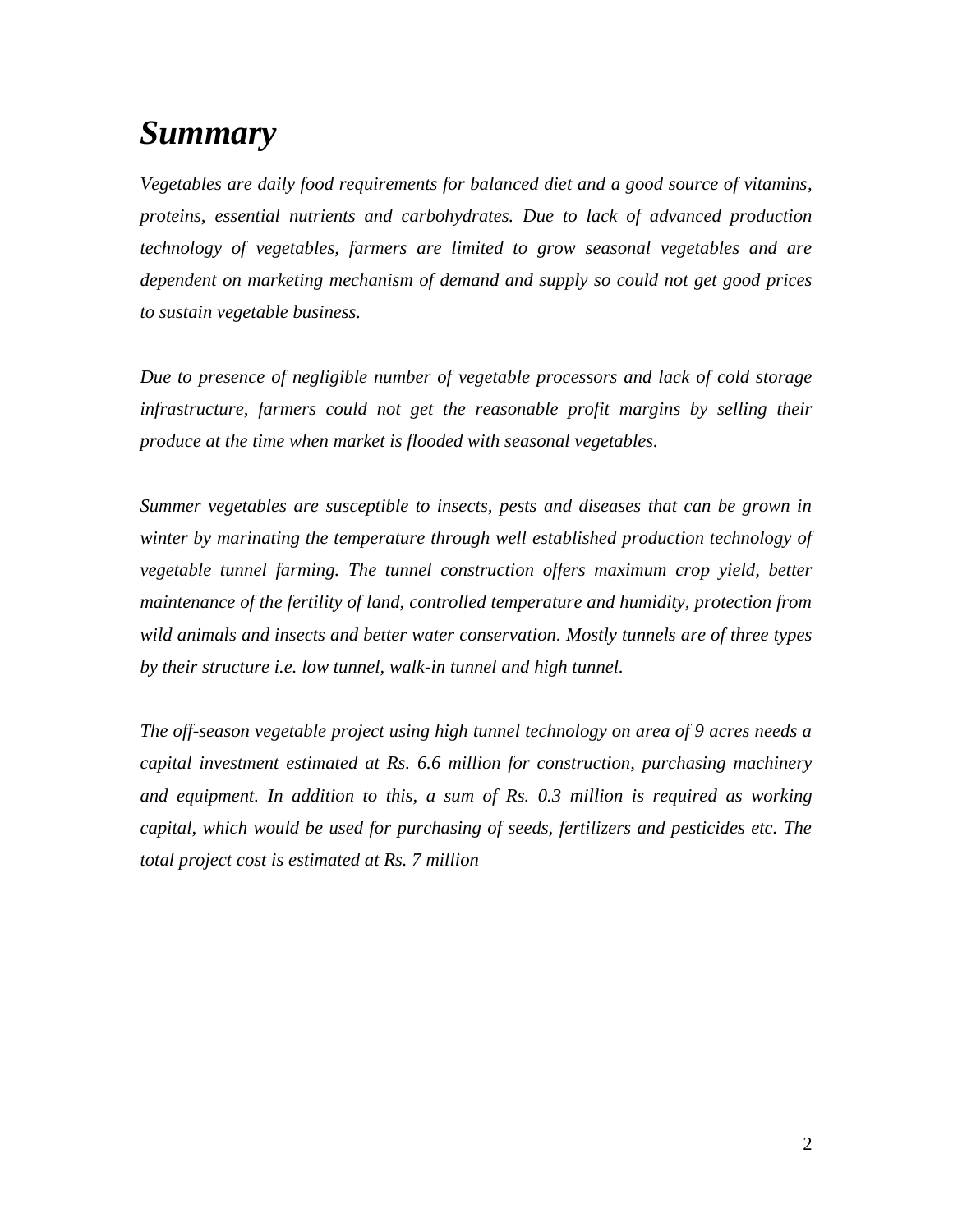# *Summary*

*Vegetables are daily food requirements for balanced diet and a good source of vitamins, proteins, essential nutrients and carbohydrates. Due to lack of advanced production technology of vegetables, farmers are limited to grow seasonal vegetables and are dependent on marketing mechanism of demand and supply so could not get good prices to sustain vegetable business.*

*Due to presence of negligible number of vegetable processors and lack of cold storage infrastructure, farmers could not get the reasonable profit margins by selling their produce at the time when market is flooded with seasonal vegetables.*

*Summer vegetables are susceptible to insects, pests and diseases that can be grown in winter by marinating the temperature through well established production technology of vegetable tunnel farming. The tunnel construction offers maximum crop yield, better maintenance of the fertility of land, controlled temperature and humidity, protection from wild animals and insects and better water conservation. Mostly tunnels are of three types by their structure i.e. low tunnel, walk-in tunnel and high tunnel.*

*The off-season vegetable project using high tunnel technology on area of 9 acres needs a capital investment estimated at Rs. 6.6 million for construction, purchasing machinery and equipment. In addition to this, a sum of Rs. 0.3 million is required as working capital, which would be used for purchasing of seeds, fertilizers and pesticides etc. The total project cost is estimated at Rs. 7 million*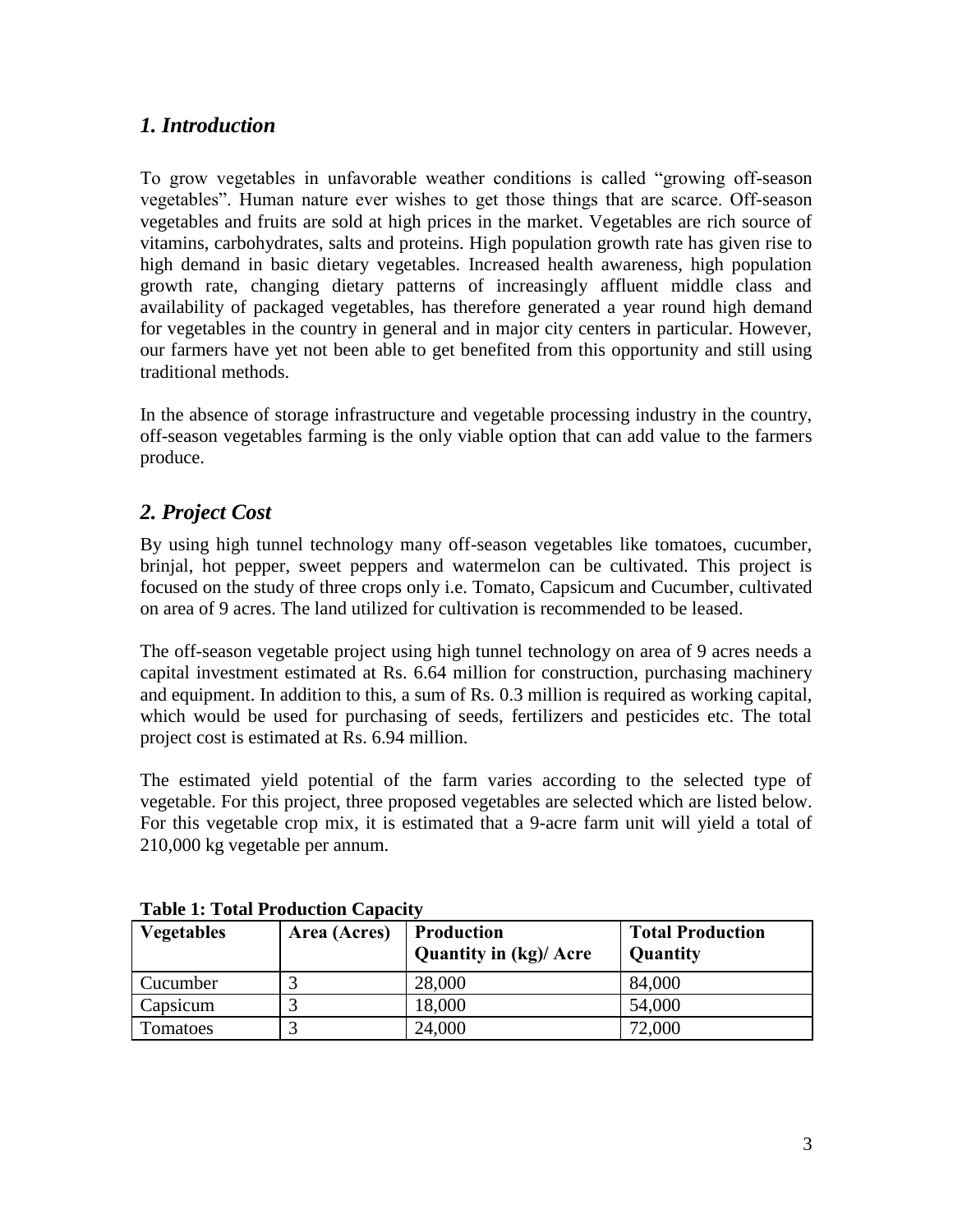## *1. Introduction*

To grow vegetables in unfavorable weather conditions is called "growing off-season vegetables". Human nature ever wishes to get those things that are scarce. Off-season vegetables and fruits are sold at high prices in the market. Vegetables are rich source of vitamins, carbohydrates, salts and proteins. High population growth rate has given rise to high demand in basic dietary vegetables. Increased health awareness, high population growth rate, changing dietary patterns of increasingly affluent middle class and availability of packaged vegetables, has therefore generated a year round high demand for vegetables in the country in general and in major city centers in particular. However, our farmers have yet not been able to get benefited from this opportunity and still using traditional methods.

In the absence of storage infrastructure and vegetable processing industry in the country, off-season vegetables farming is the only viable option that can add value to the farmers produce.

## *2. Project Cost*

By using high tunnel technology many off-season vegetables like tomatoes, cucumber, brinjal, hot pepper, sweet peppers and watermelon can be cultivated. This project is focused on the study of three crops only i.e. Tomato, Capsicum and Cucumber, cultivated on area of 9 acres. The land utilized for cultivation is recommended to be leased.

The off-season vegetable project using high tunnel technology on area of 9 acres needs a capital investment estimated at Rs. 6.64 million for construction, purchasing machinery and equipment. In addition to this, a sum of Rs. 0.3 million is required as working capital, which would be used for purchasing of seeds, fertilizers and pesticides etc. The total project cost is estimated at Rs. 6.94 million.

The estimated yield potential of the farm varies according to the selected type of vegetable. For this project, three proposed vegetables are selected which are listed below. For this vegetable crop mix, it is estimated that a 9-acre farm unit will yield a total of 210,000 kg vegetable per annum.

**Table 1: Total Production Capacity**

| Vegetables | Area (Acres) | Production Quantity in (kg)/ Acre | Total Production Quantity |
|---|---|---|---|
| Cucumber | 3 | 28,000 | 84,000 |
| Capsicum | 3 | 18,000 | 54,000 |
| Tomatoes | 3 | 24,000 | 72,000 |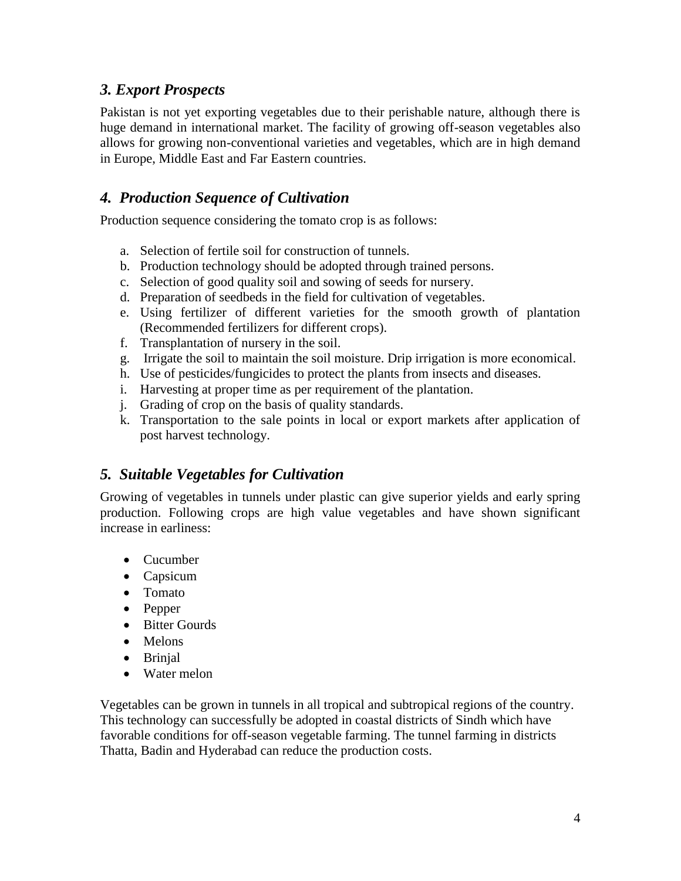## *3. Export Prospects*

Pakistan is not yet exporting vegetables due to their perishable nature, although there is huge demand in international market. The facility of growing off-season vegetables also allows for growing non-conventional varieties and vegetables, which are in high demand in Europe, Middle East and Far Eastern countries.

## *4. Production Sequence of Cultivation*

Production sequence considering the tomato crop is as follows:

a. Selection of fertile soil for construction of tunnels.
b. Production technology should be adopted through trained persons.
c. Selection of good quality soil and sowing of seeds for nursery.
d. Preparation of seedbeds in the field for cultivation of vegetables.
e. Using fertilizer of different varieties for the smooth growth of plantation (Recommended fertilizers for different crops).
f. Transplantation of nursery in the soil.
g. Irrigate the soil to maintain the soil moisture. Drip irrigation is more economical.
h. Use of pesticides/fungicides to protect the plants from insects and diseases.
i. Harvesting at proper time as per requirement of the plantation.
j. Grading of crop on the basis of quality standards.
k. Transportation to the sale points in local or export markets after application of post harvest technology.

## *5. Suitable Vegetables for Cultivation*

Growing of vegetables in tunnels under plastic can give superior yields and early spring production. Following crops are high value vegetables and have shown significant increase in earliness:

- Cucumber
- Capsicum
- Tomato
- Pepper
- Bitter Gourds
- Melons
- Brinjal
- Water melon

Vegetables can be grown in tunnels in all tropical and subtropical regions of the country. This technology can successfully be adopted in coastal districts of Sindh which have favorable conditions for off-season vegetable farming. The tunnel farming in districts Thatta, Badin and Hyderabad can reduce the production costs.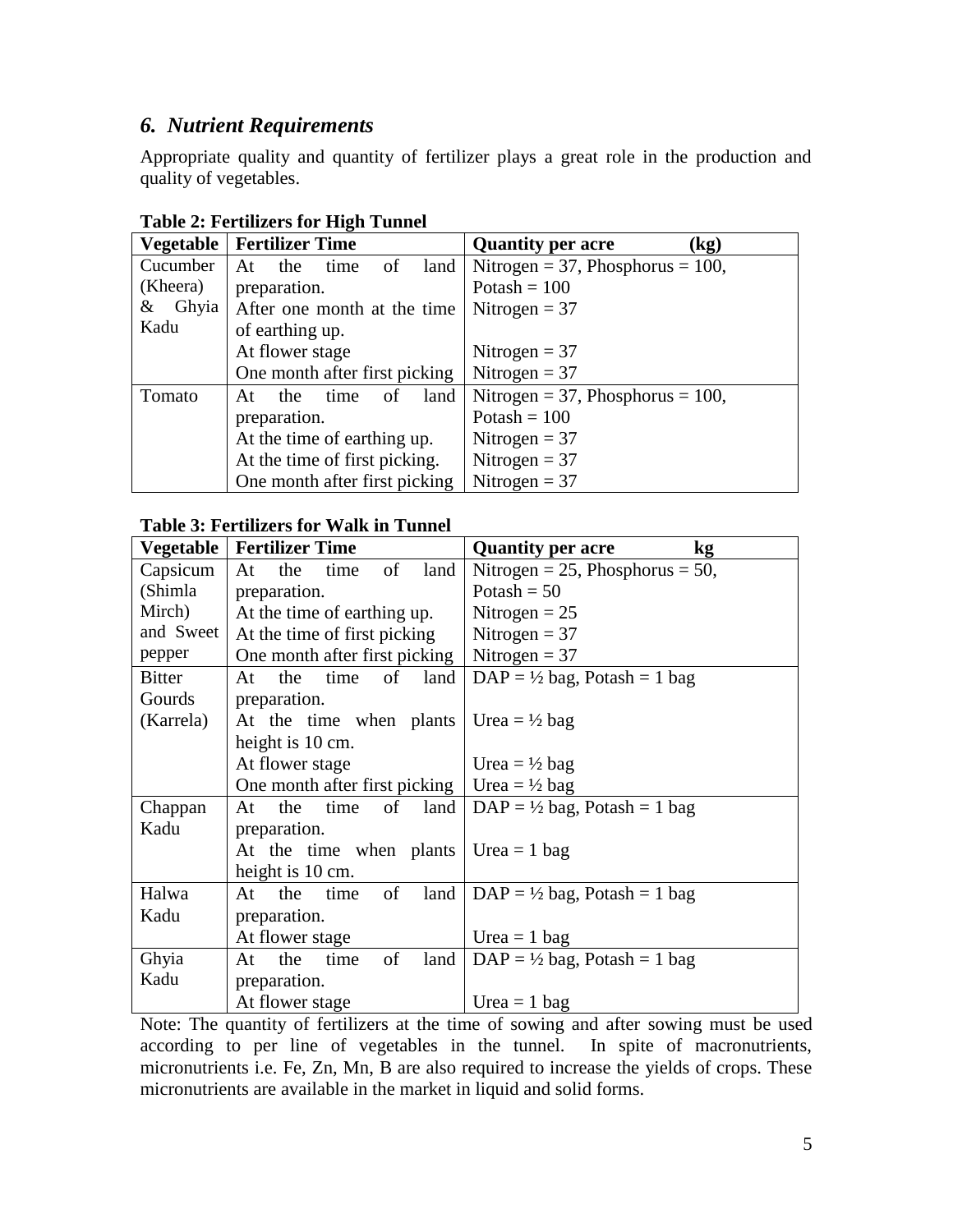## *6. Nutrient Requirements*

Appropriate quality and quantity of fertilizer plays a great role in the production and quality of vegetables.

**Table 2: Fertilizers for High Tunnel**

| Vegetable | Fertilizer Time | Quantity per acre (kg) |
|---|---|---|
| Cucumber (Kheera) & Ghyia Kadu | At the time of land preparation. | Nitrogen = 37, Phosphorus = 100, Potash = 100 |
| | After one month at the time of earthing up. | Nitrogen = 37 |
| | At flower stage | Nitrogen = 37 |
| | One month after first picking | Nitrogen = 37 |
| Tomato | At the time of land preparation. | Nitrogen = 37, Phosphorus = 100, Potash = 100 |
| | At the time of earthing up. | Nitrogen = 37 |
| | At the time of first picking. | Nitrogen = 37 |
| | One month after first picking | Nitrogen = 37 |

**Table 3: Fertilizers for Walk in Tunnel**

| Vegetable | Fertilizer Time | Quantity per acre kg |
|---|---|---|
| Capsicum (Shimla Mirch) and Sweet pepper | At the time of land preparation. | Nitrogen = 25, Phosphorus = 50, Potash = 50 |
| | At the time of earthing up. | Nitrogen = 25 |
| | At the time of first picking | Nitrogen = 37 |
| | One month after first picking | Nitrogen = 37 |
| Bitter Gourds (Karrela) | At the time of land preparation. | DAP = ½ bag, Potash = 1 bag |
| | At the time when plants height is 10 cm. | Urea = ½ bag |
| | At flower stage | Urea = ½ bag |
| | One month after first picking | Urea = ½ bag |
| Chappan Kadu | At the time of land preparation. | DAP = ½ bag, Potash = 1 bag |
| | At the time when plants height is 10 cm. | Urea = 1 bag |
| Halwa Kadu | At the time of land preparation. | DAP = ½ bag, Potash = 1 bag |
| | At flower stage | Urea = 1 bag |
| Ghyia Kadu | At the time of land preparation. | DAP = ½ bag, Potash = 1 bag |
| | At flower stage | Urea = 1 bag |

Note: The quantity of fertilizers at the time of sowing and after sowing must be used according to per line of vegetables in the tunnel. In spite of macronutrients, micronutrients i.e. Fe, Zn, Mn, B are also required to increase the yields of crops. These micronutrients are available in the market in liquid and solid forms.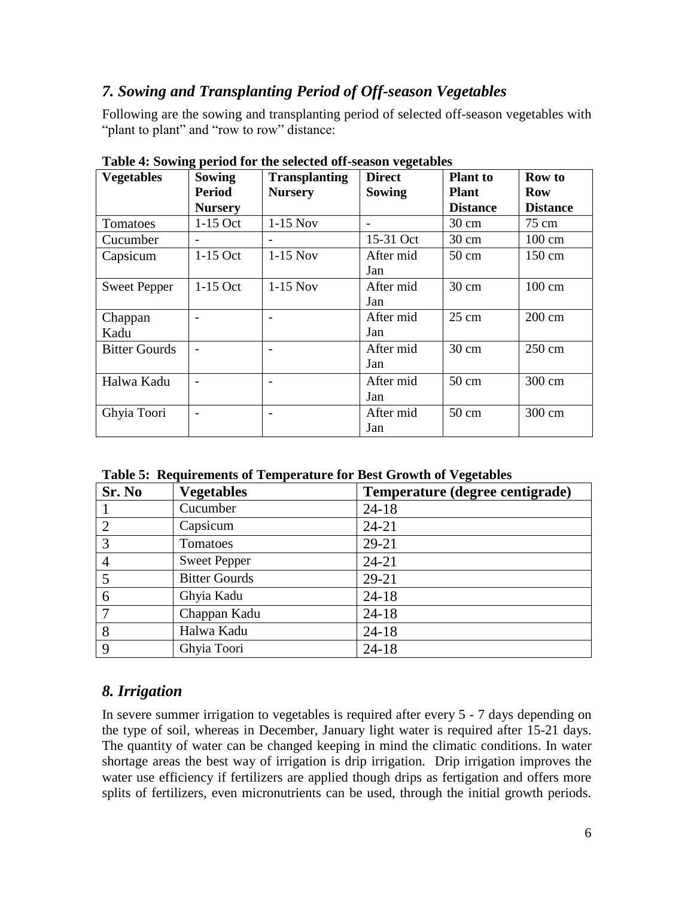## *7. Sowing and Transplanting Period of Off-season Vegetables*

Following are the sowing and transplanting period of selected off-season vegetables with "plant to plant" and "row to row" distance:

**Table 4: Sowing period for the selected off-season vegetables**

| Vegetables | Sowing Period Nursery | Transplanting Nursery | Direct Sowing | Plant to Plant Distance | Row to Row Distance |
|---|---|---|---|---|---|
| Tomatoes | 1-15 Oct | 1-15 Nov | - | 30 cm | 75 cm |
| Cucumber | - | - | 15-31 Oct | 30 cm | 100 cm |
| Capsicum | 1-15 Oct | 1-15 Nov | After mid Jan | 50 cm | 150 cm |
| Sweet Pepper | 1-15 Oct | 1-15 Nov | After mid Jan | 30 cm | 100 cm |
| Chappan Kadu | - | - | After mid Jan | 25 cm | 200 cm |
| Bitter Gourds | - | - | After mid Jan | 30 cm | 250 cm |
| Halwa Kadu | - | - | After mid Jan | 50 cm | 300 cm |
| Ghyia Toori | - | - | After mid Jan | 50 cm | 300 cm |

**Table 5: Requirements of Temperature for Best Growth of Vegetables**

| Sr. No | Vegetables | Temperature (degree centigrade) |
|---|---|---|
| 1 | Cucumber | 24-18 |
| 2 | Capsicum | 24-21 |
| 3 | Tomatoes | 29-21 |
| 4 | Sweet Pepper | 24-21 |
| 5 | Bitter Gourds | 29-21 |
| 6 | Ghyia Kadu | 24-18 |
| 7 | Chappan Kadu | 24-18 |
| 8 | Halwa Kadu | 24-18 |
| 9 | Ghyia Toori | 24-18 |

## *8. Irrigation*

In severe summer irrigation to vegetables is required after every 5 - 7 days depending on the type of soil, whereas in December, January light water is required after 15-21 days. The quantity of water can be changed keeping in mind the climatic conditions. In water shortage areas the best way of irrigation is drip irrigation. Drip irrigation improves the water use efficiency if fertilizers are applied though drips as fertigation and offers more splits of fertilizers, even micronutrients can be used, through the initial growth periods.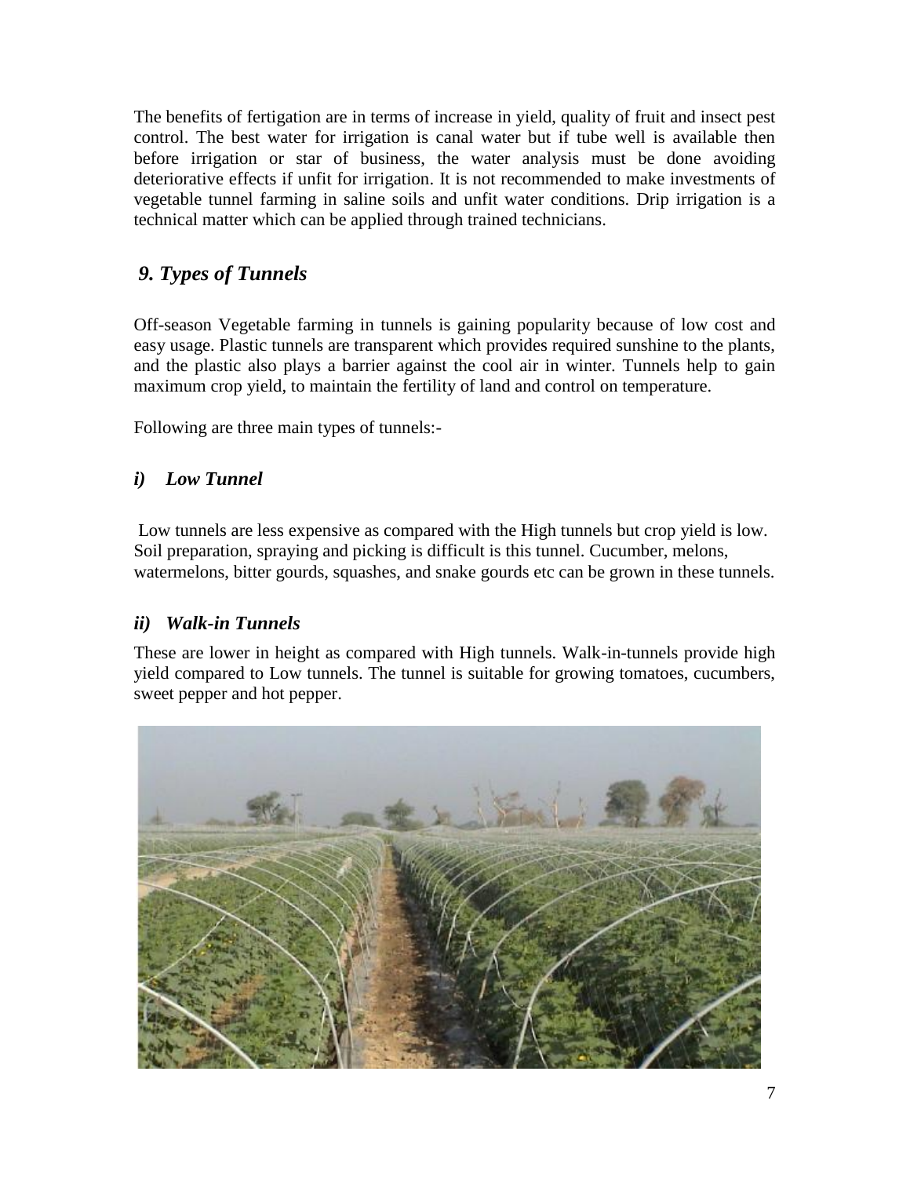The benefits of fertigation are in terms of increase in yield, quality of fruit and insect pest control. The best water for irrigation is canal water but if tube well is available then before irrigation or star of business, the water analysis must be done avoiding deteriorative effects if unfit for irrigation. It is not recommended to make investments of vegetable tunnel farming in saline soils and unfit water conditions. Drip irrigation is a technical matter which can be applied through trained technicians.

## *9. Types of Tunnels*

Off-season Vegetable farming in tunnels is gaining popularity because of low cost and easy usage. Plastic tunnels are transparent which provides required sunshine to the plants, and the plastic also plays a barrier against the cool air in winter. Tunnels help to gain maximum crop yield, to maintain the fertility of land and control on temperature.

Following are three main types of tunnels:-

### *i) Low Tunnel*

Low tunnels are less expensive as compared with the High tunnels but crop yield is low. Soil preparation, spraying and picking is difficult is this tunnel. Cucumber, melons, watermelons, bitter gourds, squashes, and snake gourds etc can be grown in these tunnels.

### *ii) Walk-in Tunnels*

These are lower in height as compared with High tunnels. Walk-in-tunnels provide high yield compared to Low tunnels. The tunnel is suitable for growing tomatoes, cucumbers, sweet pepper and hot pepper.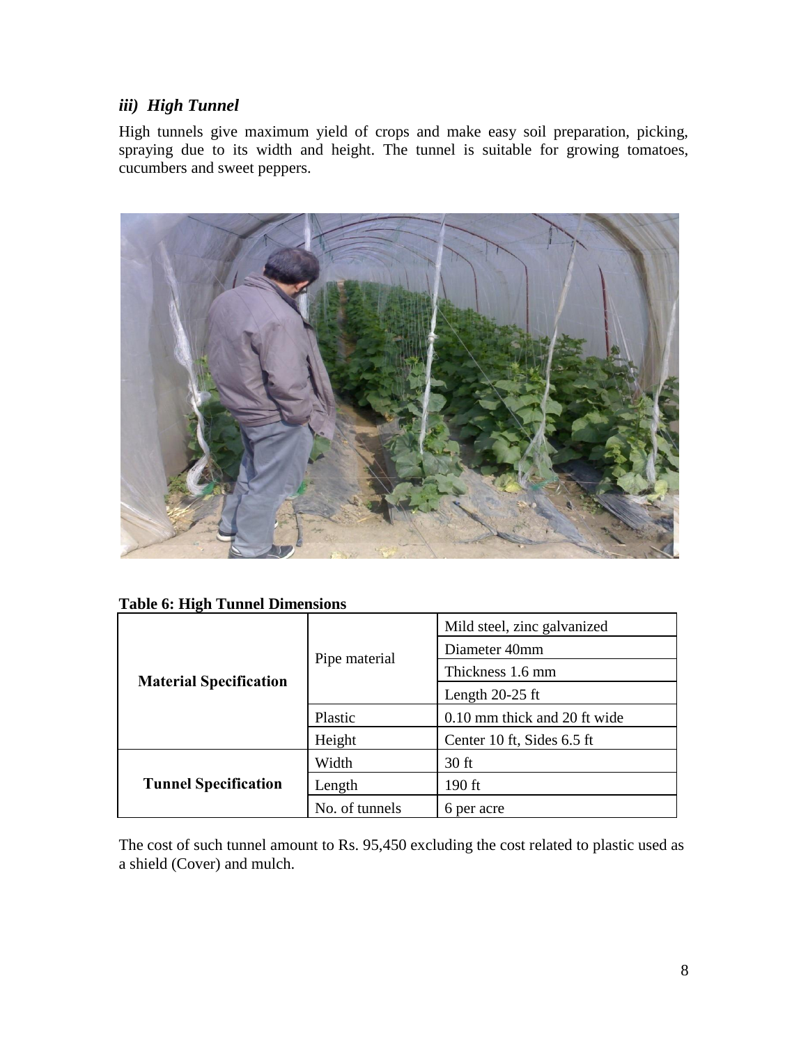### *iii) High Tunnel*

High tunnels give maximum yield of crops and make easy soil preparation, picking, spraying due to its width and height. The tunnel is suitable for growing tomatoes, cucumbers and sweet peppers.

**Table 6: High Tunnel Dimensions**

| | | |
|---|---|---|
| **Material Specification** | Pipe material | Mild steel, zinc galvanized |
| | | Diameter 40mm |
| | | Thickness 1.6 mm |
| | | Length 20-25 ft |
| | Plastic | 0.10 mm thick and 20 ft wide |
| | Height | Center 10 ft, Sides 6.5 ft |
| **Tunnel Specification** | Width | 30 ft |
| | Length | 190 ft |
| | No. of tunnels | 6 per acre |

The cost of such tunnel amount to Rs. 95,450 excluding the cost related to plastic used as a shield (Cover) and mulch.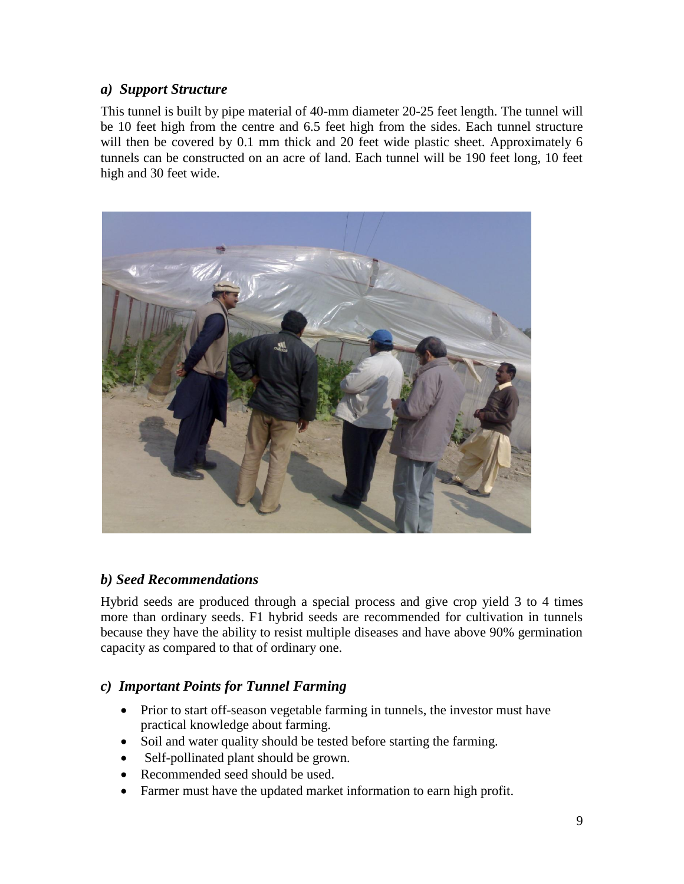### *a) Support Structure*

This tunnel is built by pipe material of 40-mm diameter 20-25 feet length. The tunnel will be 10 feet high from the centre and 6.5 feet high from the sides. Each tunnel structure will then be covered by 0.1 mm thick and 20 feet wide plastic sheet. Approximately 6 tunnels can be constructed on an acre of land. Each tunnel will be 190 feet long, 10 feet high and 30 feet wide.

### *b) Seed Recommendations*

Hybrid seeds are produced through a special process and give crop yield 3 to 4 times more than ordinary seeds. F1 hybrid seeds are recommended for cultivation in tunnels because they have the ability to resist multiple diseases and have above 90% germination capacity as compared to that of ordinary one.

### *c) Important Points for Tunnel Farming*

- Prior to start off-season vegetable farming in tunnels, the investor must have practical knowledge about farming.
- Soil and water quality should be tested before starting the farming.
- Self-pollinated plant should be grown.
- Recommended seed should be used.
- Farmer must have the updated market information to earn high profit.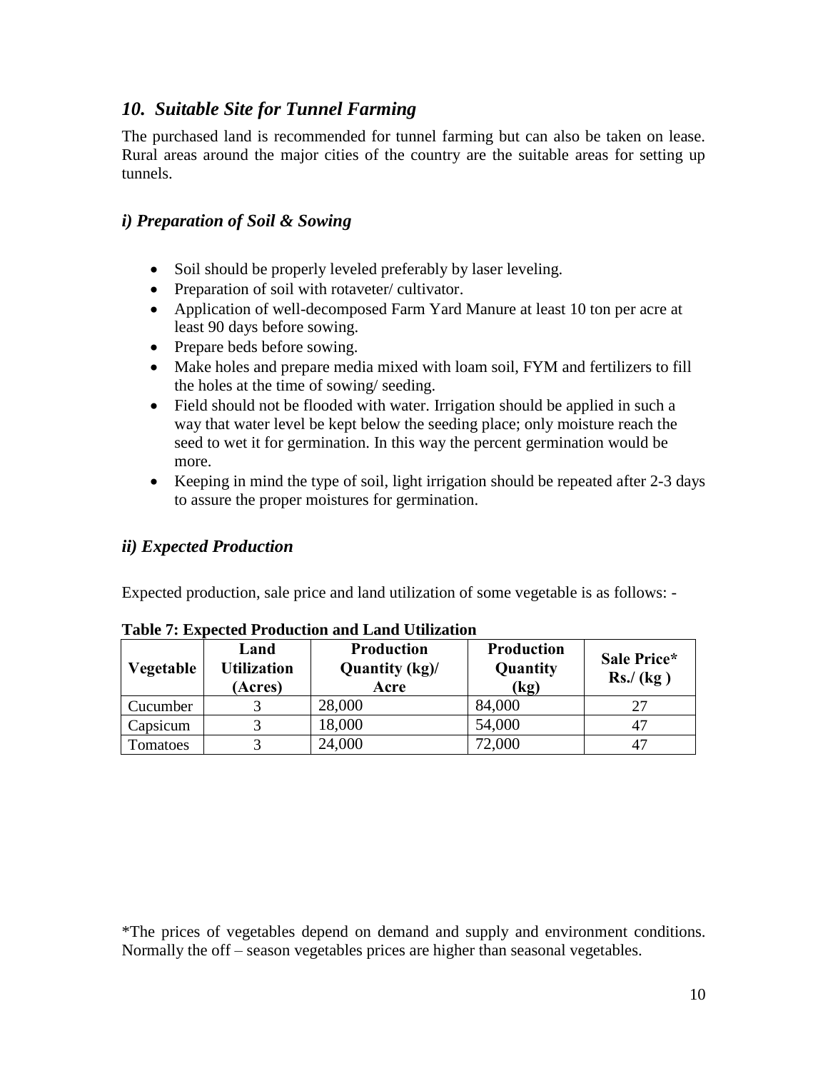## *10. Suitable Site for Tunnel Farming*

The purchased land is recommended for tunnel farming but can also be taken on lease. Rural areas around the major cities of the country are the suitable areas for setting up tunnels.

### *i) Preparation of Soil & Sowing*

- Soil should be properly leveled preferably by laser leveling.
- Preparation of soil with rotaveter/ cultivator.
- Application of well-decomposed Farm Yard Manure at least 10 ton per acre at least 90 days before sowing.
- Prepare beds before sowing.
- Make holes and prepare media mixed with loam soil, FYM and fertilizers to fill the holes at the time of sowing/ seeding.
- Field should not be flooded with water. Irrigation should be applied in such a way that water level be kept below the seeding place; only moisture reach the seed to wet it for germination. In this way the percent germination would be more.
- Keeping in mind the type of soil, light irrigation should be repeated after 2-3 days to assure the proper moistures for germination.

### *ii) Expected Production*

Expected production, sale price and land utilization of some vegetable is as follows: -

**Table 7: Expected Production and Land Utilization**

| Vegetable | Land Utilization (Acres) | Production Quantity (kg)/ Acre | Production Quantity (kg) | Sale Price* Rs./ (kg ) |
|---|---|---|---|---|
| Cucumber | 3 | 28,000 | 84,000 | 27 |
| Capsicum | 3 | 18,000 | 54,000 | 47 |
| Tomatoes | 3 | 24,000 | 72,000 | 47 |

*The prices of vegetables depend on demand and supply and environment conditions. Normally the off – season vegetables prices are higher than seasonal vegetables.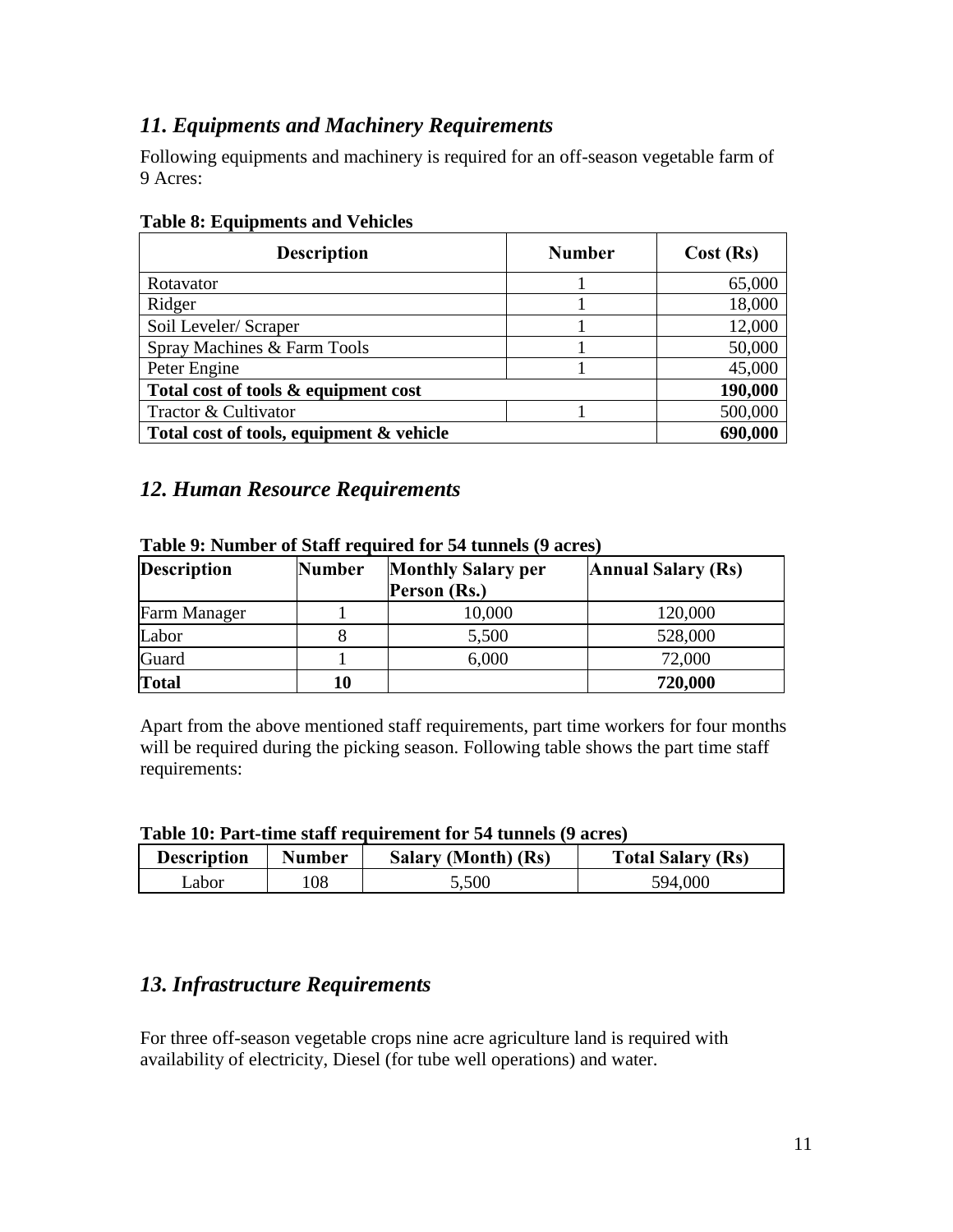## *11. Equipments and Machinery Requirements*

Following equipments and machinery is required for an off-season vegetable farm of 9 Acres:

**Table 8: Equipments and Vehicles**

| Description | Number | Cost (Rs) |
|---|---|---|
| Rotavator | 1 | 65,000 |
| Ridger | 1 | 18,000 |
| Soil Leveler/ Scraper | 1 | 12,000 |
| Spray Machines & Farm Tools | 1 | 50,000 |
| Peter Engine | 1 | 45,000 |
| **Total cost of tools & equipment cost** | | **190,000** |
| Tractor & Cultivator | 1 | 500,000 |
| **Total cost of tools, equipment & vehicle** | | **690,000** |

## *12. Human Resource Requirements*

**Table 9: Number of Staff required for 54 tunnels (9 acres)**

| Description | Number | Monthly Salary per Person (Rs.) | Annual Salary (Rs) |
|---|---|---|---|
| Farm Manager | 1 | 10,000 | 120,000 |
| Labor | 8 | 5,500 | 528,000 |
| Guard | 1 | 6,000 | 72,000 |
| **Total** | **10** | | **720,000** |

Apart from the above mentioned staff requirements, part time workers for four months will be required during the picking season. Following table shows the part time staff requirements:

**Table 10: Part-time staff requirement for 54 tunnels (9 acres)**

| Description | Number | Salary (Month) (Rs) | Total Salary (Rs) |
|---|---|---|---|
| Labor | 108 | 5,500 | 594,000 |

## *13. Infrastructure Requirements*

For three off-season vegetable crops nine acre agriculture land is required with availability of electricity, Diesel (for tube well operations) and water.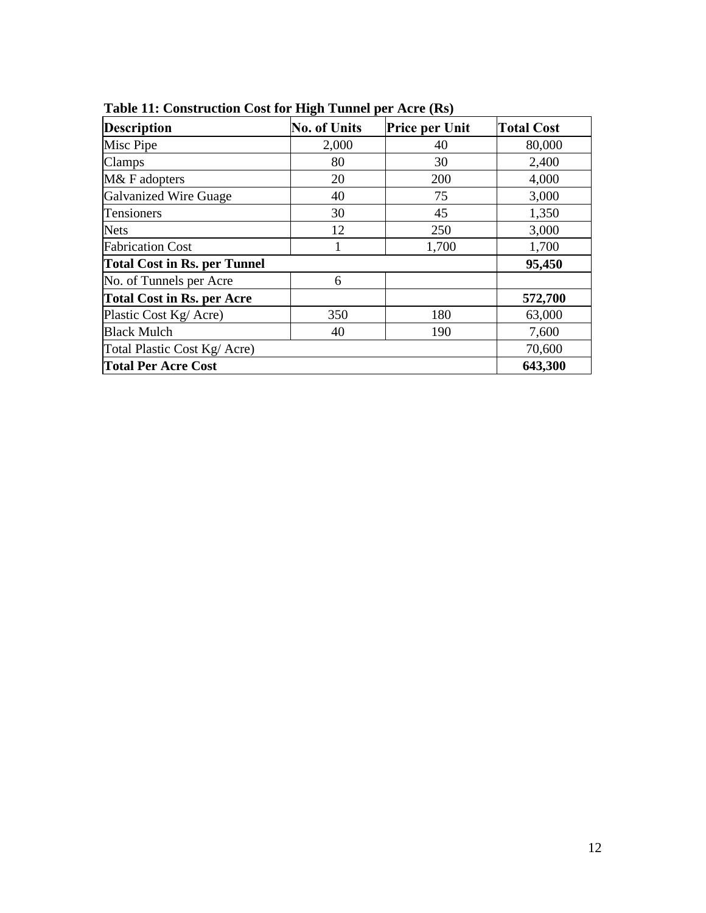**Table 11: Construction Cost for High Tunnel per Acre (Rs)**

| Description | No. of Units | Price per Unit | Total Cost |
|---|---|---|---|
| Misc Pipe | 2,000 | 40 | 80,000 |
| Clamps | 80 | 30 | 2,400 |
| M& F adopters | 20 | 200 | 4,000 |
| Galvanized Wire Guage | 40 | 75 | 3,000 |
| Tensioners | 30 | 45 | 1,350 |
| Nets | 12 | 250 | 3,000 |
| Fabrication Cost | 1 | 1,700 | 1,700 |
| **Total Cost in Rs. per Tunnel** | | | **95,450** |
| No. of Tunnels per Acre | 6 | | |
| **Total Cost in Rs. per Acre** | | | **572,700** |
| Plastic Cost Kg/ Acre) | 350 | 180 | 63,000 |
| Black Mulch | 40 | 190 | 7,600 |
| Total Plastic Cost Kg/ Acre) | | | 70,600 |
| **Total Per Acre Cost** | | | **643,300** |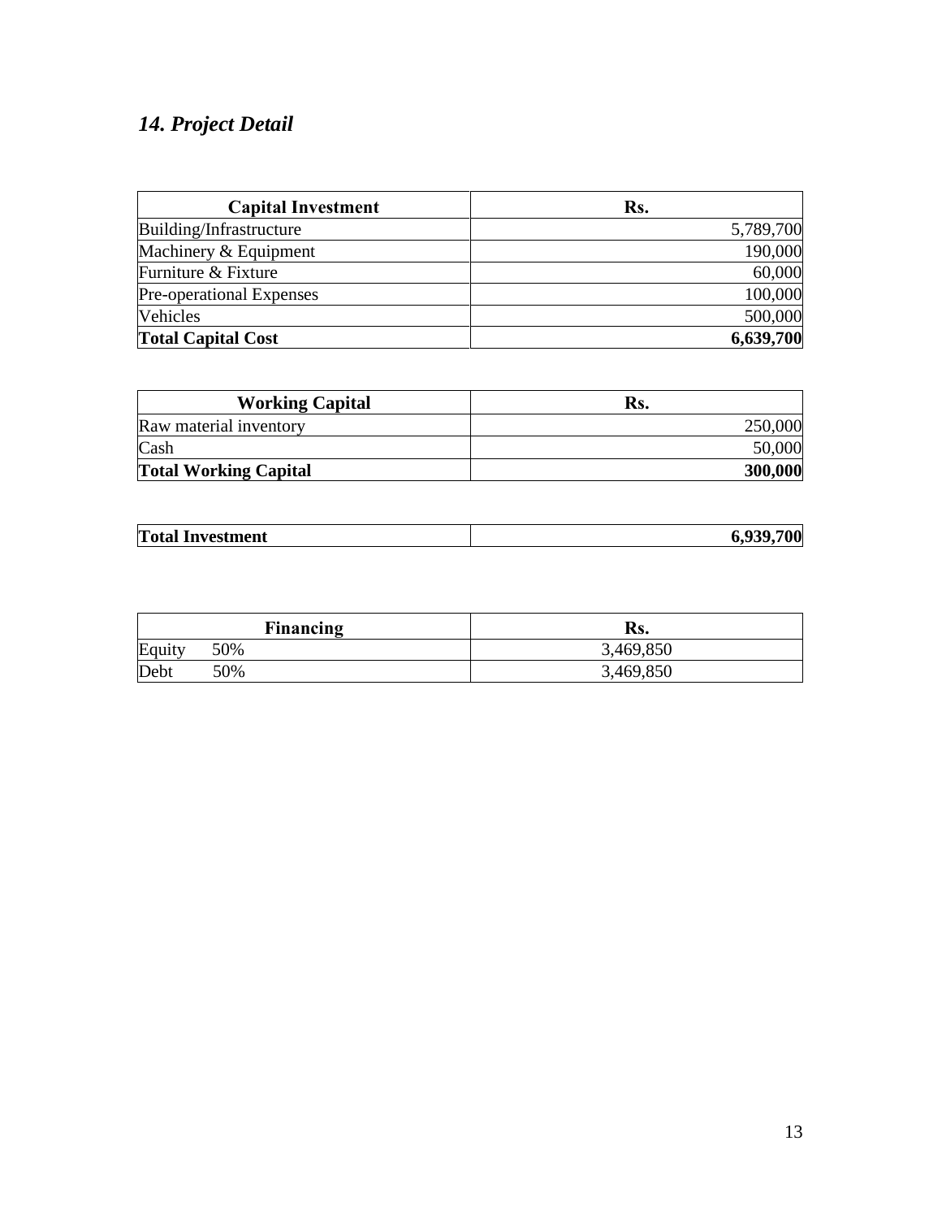## *14. Project Detail*

| Capital Investment | Rs. |
|---|---|
| Building/Infrastructure | 5,789,700 |
| Machinery & Equipment | 190,000 |
| Furniture & Fixture | 60,000 |
| Pre-operational Expenses | 100,000 |
| Vehicles | 500,000 |
| **Total Capital Cost** | **6,639,700** |

| Working Capital | Rs. |
|---|---|
| Raw material inventory | 250,000 |
| Cash | 50,000 |
| **Total Working Capital** | **300,000** |

| **Total Investment** | **6,939,700** |
|---|---|

| Financing | Rs. |
|---|---|
| Equity 50% | 3,469,850 |
| Debt 50% | 3,469,850 |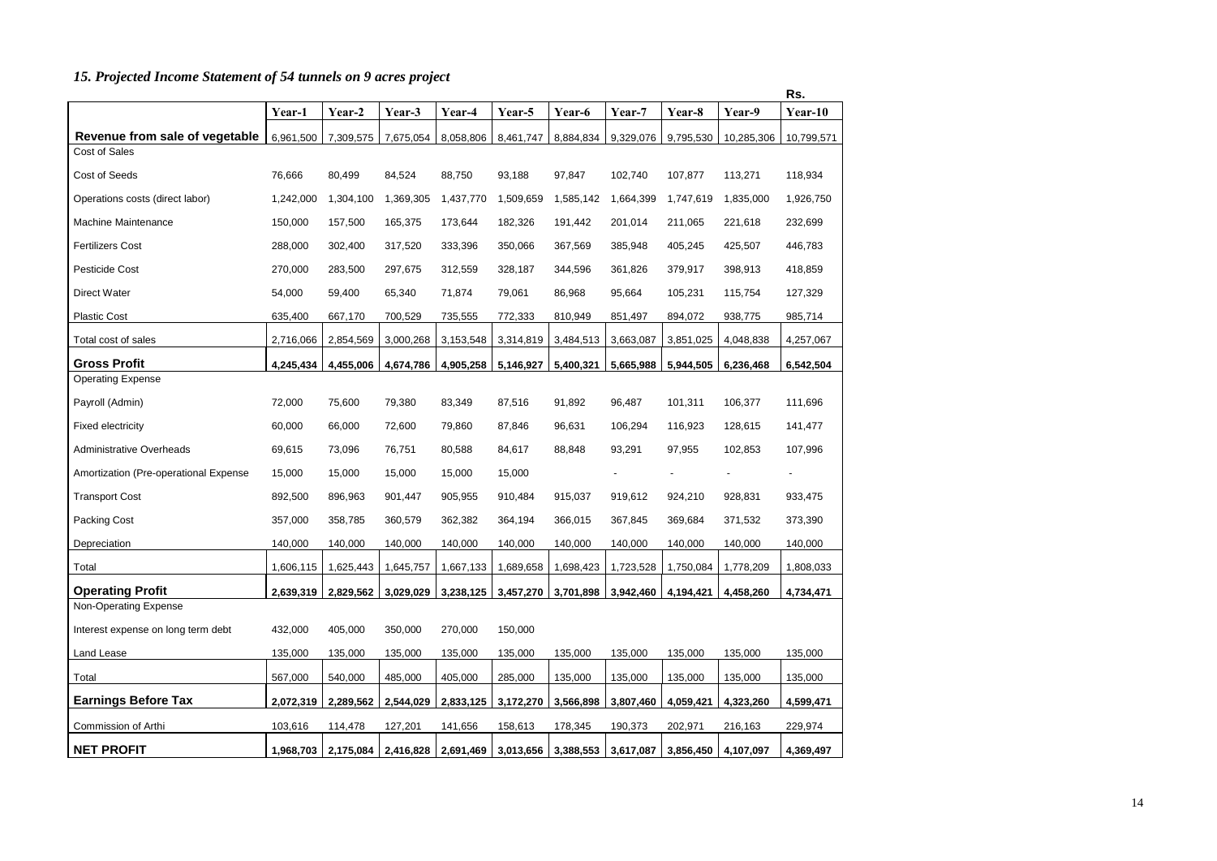### *15. Projected Income Statement of 54 tunnels on 9 acres project*

Rs.

| | Year-1 | Year-2 | Year-3 | Year-4 | Year-5 | Year-6 | Year-7 | Year-8 | Year-9 | Year-10 |
|---|---|---|---|---|---|---|---|---|---|---|
| **Revenue from sale of vegetable** | 6,961,500 | 7,309,575 | 7,675,054 | 8,058,806 | 8,461,747 | 8,884,834 | 9,329,076 | 9,795,530 | 10,285,306 | 10,799,571 |
| Cost of Sales | | | | | | | | | | |
| Cost of Seeds | 76,666 | 80,499 | 84,524 | 88,750 | 93,188 | 97,847 | 102,740 | 107,877 | 113,271 | 118,934 |
| Operations costs (direct labor) | 1,242,000 | 1,304,100 | 1,369,305 | 1,437,770 | 1,509,659 | 1,585,142 | 1,664,399 | 1,747,619 | 1,835,000 | 1,926,750 |
| Machine Maintenance | 150,000 | 157,500 | 165,375 | 173,644 | 182,326 | 191,442 | 201,014 | 211,065 | 221,618 | 232,699 |
| Fertilizers Cost | 288,000 | 302,400 | 317,520 | 333,396 | 350,066 | 367,569 | 385,948 | 405,245 | 425,507 | 446,783 |
| Pesticide Cost | 270,000 | 283,500 | 297,675 | 312,559 | 328,187 | 344,596 | 361,826 | 379,917 | 398,913 | 418,859 |
| Direct Water | 54,000 | 59,400 | 65,340 | 71,874 | 79,061 | 86,968 | 95,664 | 105,231 | 115,754 | 127,329 |
| Plastic Cost | 635,400 | 667,170 | 700,529 | 735,555 | 772,333 | 810,949 | 851,497 | 894,072 | 938,775 | 985,714 |
| Total cost of sales | 2,716,066 | 2,854,569 | 3,000,268 | 3,153,548 | 3,314,819 | 3,484,513 | 3,663,087 | 3,851,025 | 4,048,838 | 4,257,067 |
| **Gross Profit** | **4,245,434** | **4,455,006** | **4,674,786** | **4,905,258** | **5,146,927** | **5,400,321** | **5,665,988** | **5,944,505** | **6,236,468** | **6,542,504** |
| Operating Expense | | | | | | | | | | |
| Payroll (Admin) | 72,000 | 75,600 | 79,380 | 83,349 | 87,516 | 91,892 | 96,487 | 101,311 | 106,377 | 111,696 |
| Fixed electricity | 60,000 | 66,000 | 72,600 | 79,860 | 87,846 | 96,631 | 106,294 | 116,923 | 128,615 | 141,477 |
| Administrative Overheads | 69,615 | 73,096 | 76,751 | 80,588 | 84,617 | 88,848 | 93,291 | 97,955 | 102,853 | 107,996 |
| Amortization (Pre-operational Expense | 15,000 | 15,000 | 15,000 | 15,000 | 15,000 | | - | - | - | - |
| Transport Cost | 892,500 | 896,963 | 901,447 | 905,955 | 910,484 | 915,037 | 919,612 | 924,210 | 928,831 | 933,475 |
| Packing Cost | 357,000 | 358,785 | 360,579 | 362,382 | 364,194 | 366,015 | 367,845 | 369,684 | 371,532 | 373,390 |
| Depreciation | 140,000 | 140,000 | 140,000 | 140,000 | 140,000 | 140,000 | 140,000 | 140,000 | 140,000 | 140,000 |
| Total | 1,606,115 | 1,625,443 | 1,645,757 | 1,667,133 | 1,689,658 | 1,698,423 | 1,723,528 | 1,750,084 | 1,778,209 | 1,808,033 |
| **Operating Profit** | **2,639,319** | **2,829,562** | **3,029,029** | **3,238,125** | **3,457,270** | **3,701,898** | **3,942,460** | **4,194,421** | **4,458,260** | **4,734,471** |
| Non-Operating Expense | | | | | | | | | | |
| Interest expense on long term debt | 432,000 | 405,000 | 350,000 | 270,000 | 150,000 | | | | | |
| Land Lease | 135,000 | 135,000 | 135,000 | 135,000 | 135,000 | 135,000 | 135,000 | 135,000 | 135,000 | 135,000 |
| Total | 567,000 | 540,000 | 485,000 | 405,000 | 285,000 | 135,000 | 135,000 | 135,000 | 135,000 | 135,000 |
| **Earnings Before Tax** | **2,072,319** | **2,289,562** | **2,544,029** | **2,833,125** | **3,172,270** | **3,566,898** | **3,807,460** | **4,059,421** | **4,323,260** | **4,599,471** |
| Commission of Arthi | 103,616 | 114,478 | 127,201 | 141,656 | 158,613 | 178,345 | 190,373 | 202,971 | 216,163 | 229,974 |
| **NET PROFIT** | **1,968,703** | **2,175,084** | **2,416,828** | **2,691,469** | **3,013,656** | **3,388,553** | **3,617,087** | **3,856,450** | **4,107,097** | **4,369,497** |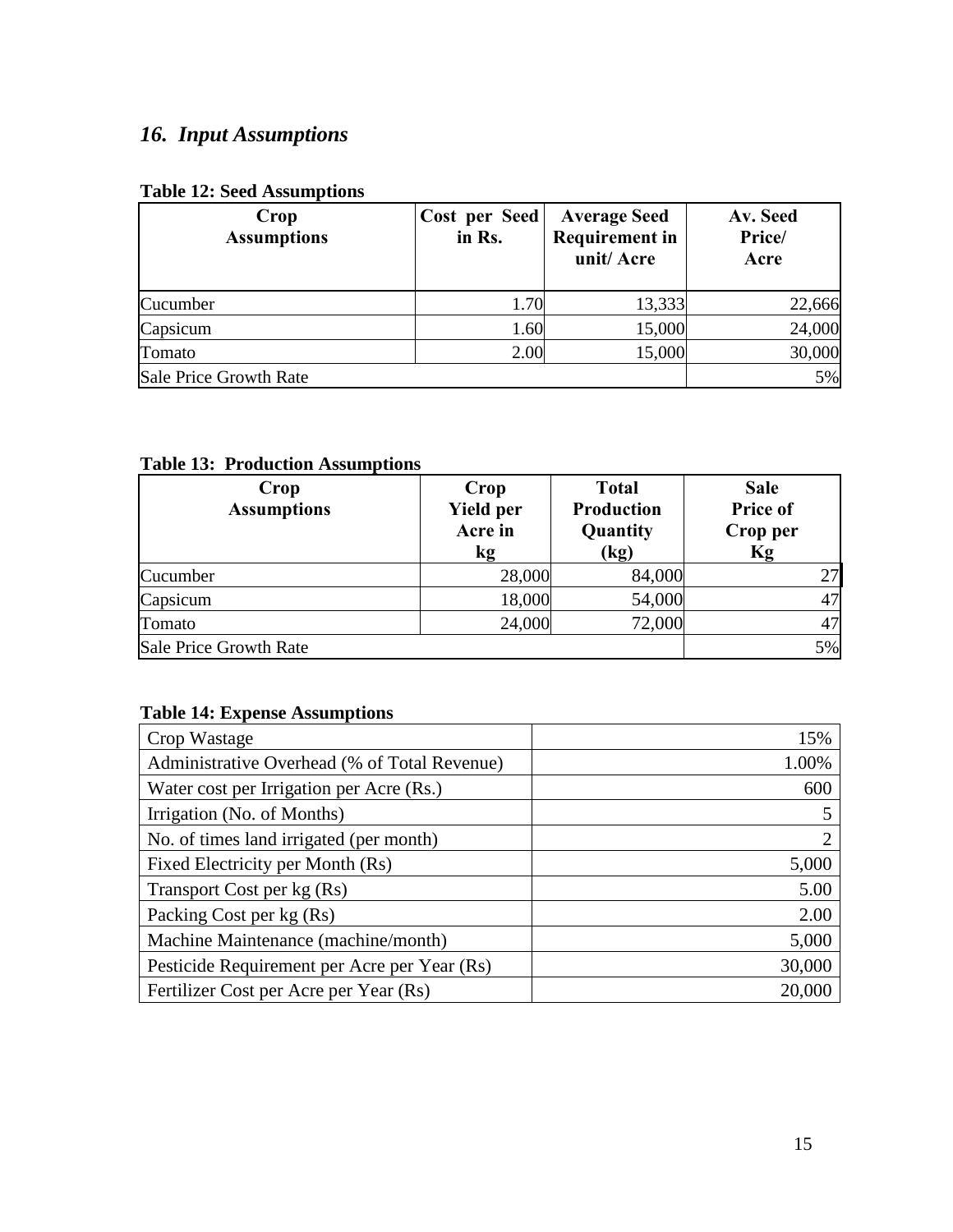## *16. Input Assumptions*

**Table 12: Seed Assumptions**

| Crop Assumptions | Cost per Seed in Rs. | Average Seed Requirement in unit/ Acre | Av. Seed Price/ Acre |
|---|---|---|---|
| Cucumber | 1.70 | 13,333 | 22,666 |
| Capsicum | 1.60 | 15,000 | 24,000 |
| Tomato | 2.00 | 15,000 | 30,000 |
| Sale Price Growth Rate | | | 5% |

**Table 13: Production Assumptions**

| Crop Assumptions | Crop Yield per Acre in kg | Total Production Quantity (kg) | Sale Price of Crop per Kg |
|---|---|---|---|
| Cucumber | 28,000 | 84,000 | 27 |
| Capsicum | 18,000 | 54,000 | 47 |
| Tomato | 24,000 | 72,000 | 47 |
| Sale Price Growth Rate | | | 5% |

**Table 14: Expense Assumptions**

| | |
|---|---|
| Crop Wastage | 15% |
| Administrative Overhead (% of Total Revenue) | 1.00% |
| Water cost per Irrigation per Acre (Rs.) | 600 |
| Irrigation (No. of Months) | 5 |
| No. of times land irrigated (per month) | 2 |
| Fixed Electricity per Month (Rs) | 5,000 |
| Transport Cost per kg (Rs) | 5.00 |
| Packing Cost per kg (Rs) | 2.00 |
| Machine Maintenance (machine/month) | 5,000 |
| Pesticide Requirement per Acre per Year (Rs) | 30,000 |
| Fertilizer Cost per Acre per Year (Rs) | 20,000 |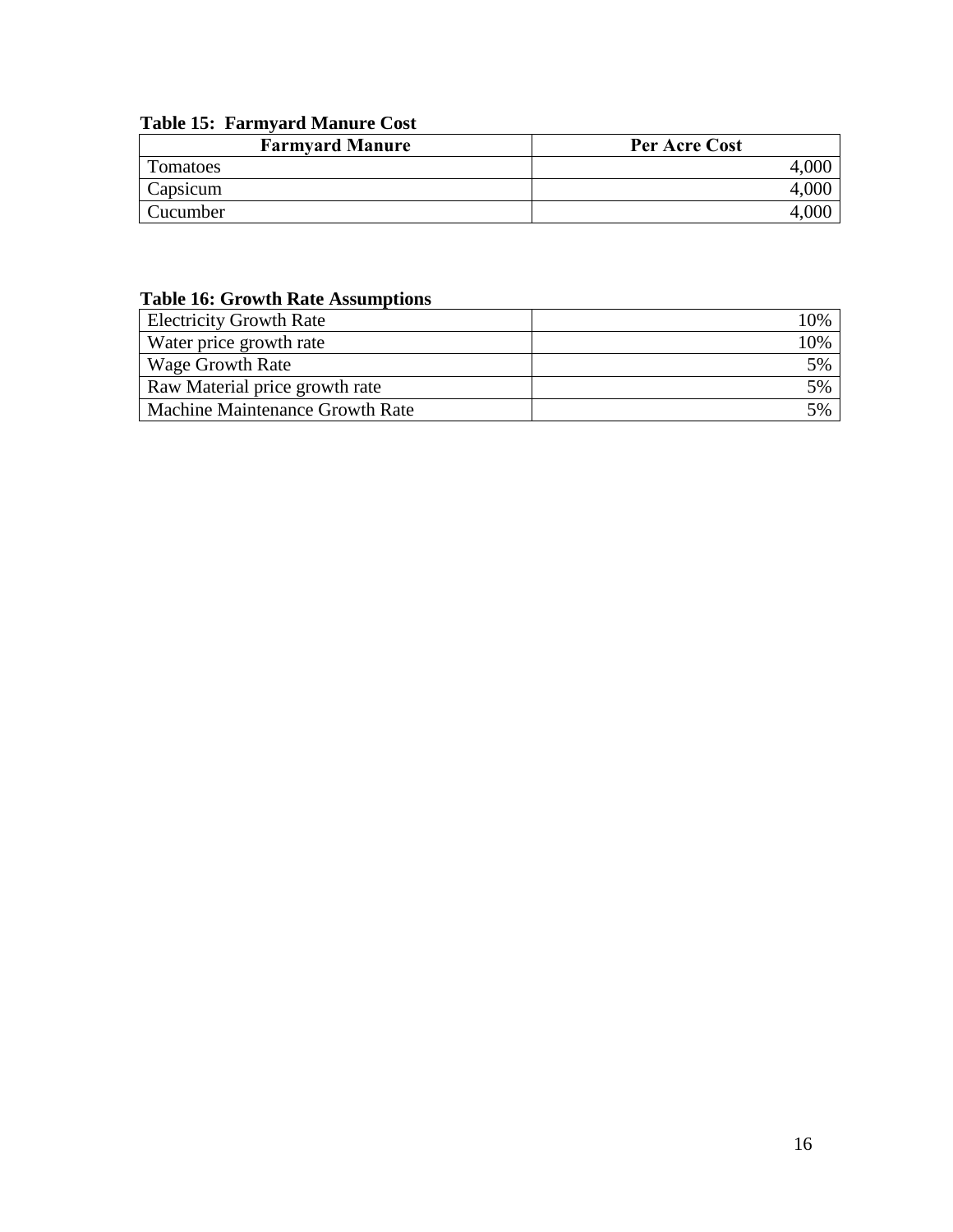**Table 15: Farmyard Manure Cost**

| Farmyard Manure | Per Acre Cost |
|---|---|
| Tomatoes | 4,000 |
| Capsicum | 4,000 |
| Cucumber | 4,000 |

**Table 16: Growth Rate Assumptions**

| | |
|---|---|
| Electricity Growth Rate | 10% |
| Water price growth rate | 10% |
| Wage Growth Rate | 5% |
| Raw Material price growth rate | 5% |
| Machine Maintenance Growth Rate | 5% |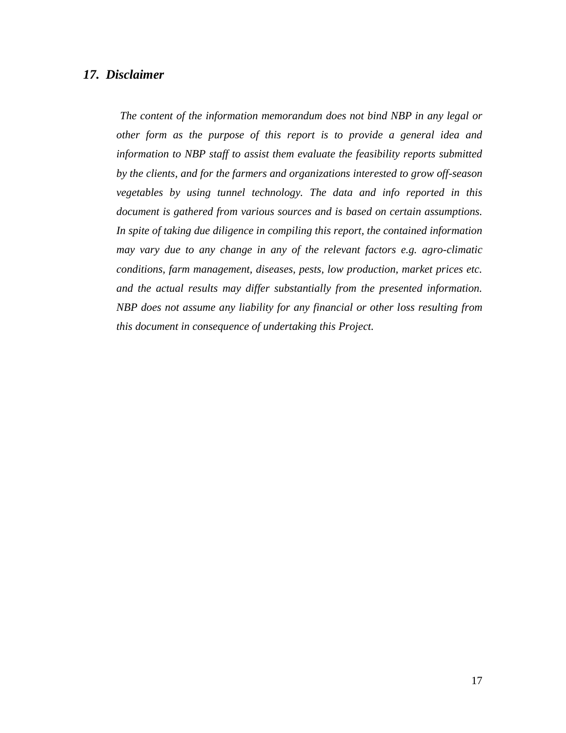## *17. Disclaimer*

*The content of the information memorandum does not bind NBP in any legal or other form as the purpose of this report is to provide a general idea and information to NBP staff to assist them evaluate the feasibility reports submitted by the clients, and for the farmers and organizations interested to grow off-season vegetables by using tunnel technology. The data and info reported in this document is gathered from various sources and is based on certain assumptions. In spite of taking due diligence in compiling this report, the contained information may vary due to any change in any of the relevant factors e.g. agro-climatic conditions, farm management, diseases, pests, low production, market prices etc. and the actual results may differ substantially from the presented information. NBP does not assume any liability for any financial or other loss resulting from this document in consequence of undertaking this Project.*